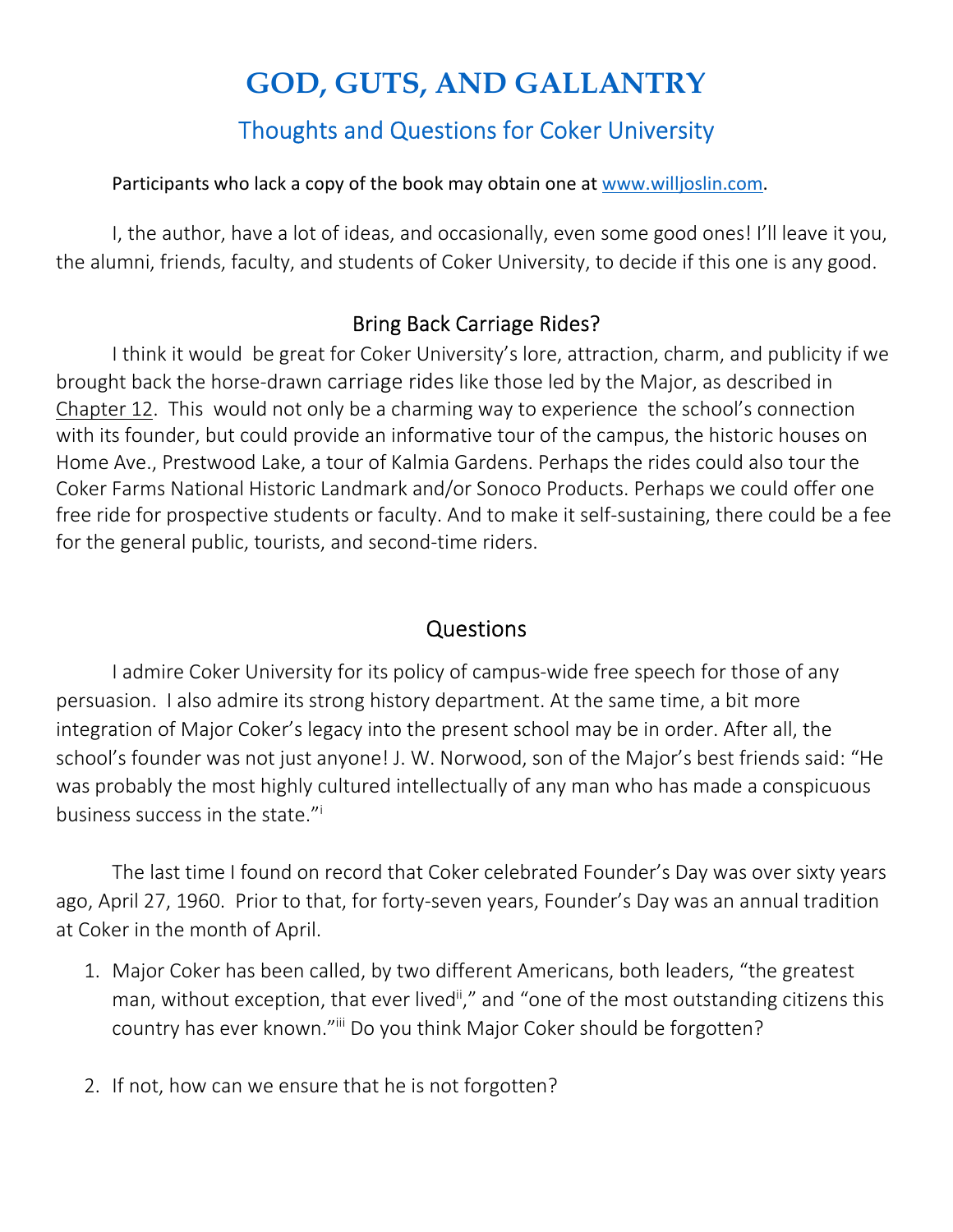# GOD, GUTS, AND GALLANTRY

## Thoughts and Questions for Coker University

Participants who lack a copy of the book may obtain one at [www.willjoslin.com](http://www.willjoslin.com).

I, the author, have a lot of ideas, and occasionally, even some good ones! I'll leave it you, the alumni, friends, faculty, and students of Coker University, to decide if this one is any good.

### Bring Back Carriage Rides?

I think it would be great for Coker University's lore, attraction, charm, and publicity if we brought back the horse-drawn carriage rides like those led by the Major, as described in Chapter 12. This would not only be a charming way to experience the school's connection with its founder, but could provide an informative tour of the campus, the historic houses on Home Ave., Prestwood Lake, a tour of Kalmia Gardens. Perhaps the rides could also tour the Coker Farms National Historic Landmark and/or Sonoco Products. Perhaps we could offer one free ride for prospective students or faculty. And to make it self-sustaining, there could be a fee for the general public, tourists, and second-time riders.

### Questions

I admire Coker University for its policy of campus-wide free speech for those of any persuasion. I also admire its strong history department. At the same time, a bit more integration of Major Coker's legacy into the present school may be in order. After all, the school's founder was not just anyone! J. W. Norwood, son of the Major's best friends said: "He was probably the most highly cultured intellectually of any man who has made a conspicuous business success in the state."[i]

The last time I found on record that Coker celebrated Founder's Day was over sixty years ago, April 27, 1960. Prior to that, for forty-seven years, Founder's Day was an annual tradition at Coker in the month of April.

1. Major Coker has been called, by two different Americans, both leaders, "the greatest man, without exception, that ever lived[ii]," and "one of the most outstanding citizens this country has ever known."[iii] Do you think Major Coker should be forgotten?

2. If not, how can we ensure that he is not forgotten?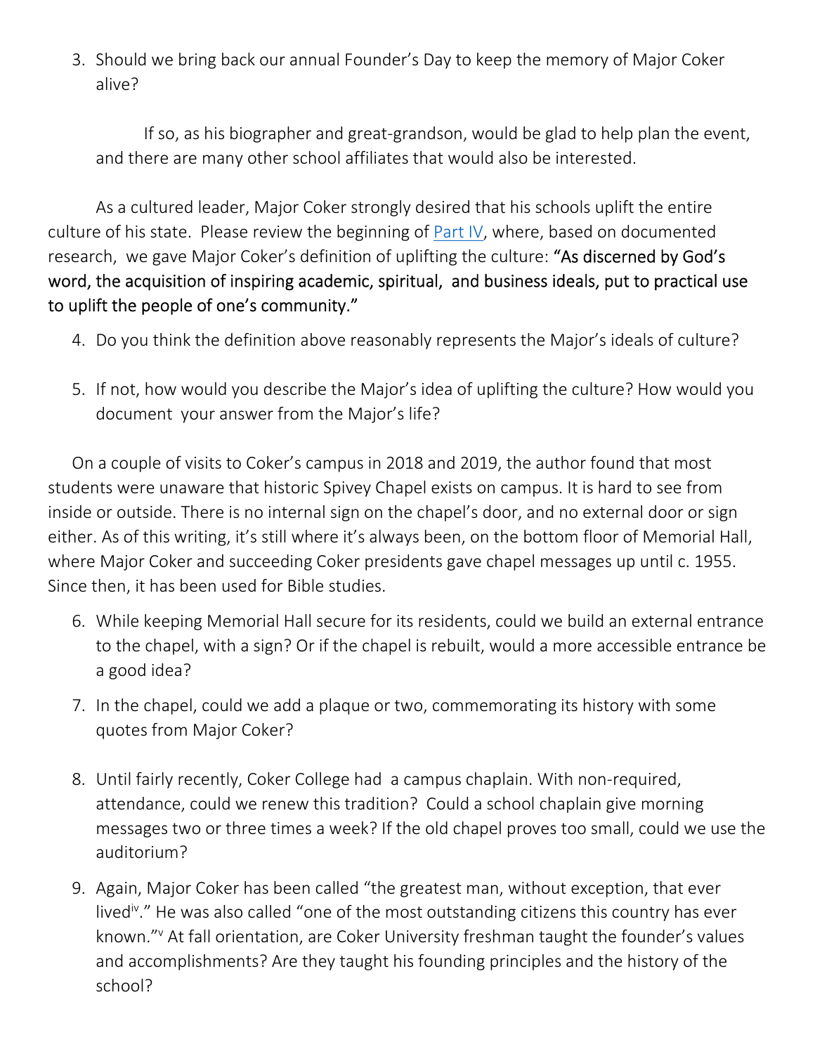3. Should we bring back our annual Founder's Day to keep the memory of Major Coker alive?

    If so, as his biographer and great-grandson, would be glad to help plan the event, and there are many other school affiliates that would also be interested.

As a cultured leader, Major Coker strongly desired that his schools uplift the entire culture of his state. Please review the beginning of Part IV, where, based on documented research, we gave Major Coker's definition of uplifting the culture: **"As discerned by God's word, the acquisition of inspiring academic, spiritual, and business ideals, put to practical use to uplift the people of one's community."**

4. Do you think the definition above reasonably represents the Major's ideals of culture?

5. If not, how would you describe the Major's idea of uplifting the culture? How would you document your answer from the Major's life?

On a couple of visits to Coker's campus in 2018 and 2019, the author found that most students were unaware that historic Spivey Chapel exists on campus. It is hard to see from inside or outside. There is no internal sign on the chapel's door, and no external door or sign either. As of this writing, it's still where it's always been, on the bottom floor of Memorial Hall, where Major Coker and succeeding Coker presidents gave chapel messages up until c. 1955. Since then, it has been used for Bible studies.

6. While keeping Memorial Hall secure for its residents, could we build an external entrance to the chapel, with a sign? Or if the chapel is rebuilt, would a more accessible entrance be a good idea?

7. In the chapel, could we add a plaque or two, commemorating its history with some quotes from Major Coker?

8. Until fairly recently, Coker College had a campus chaplain. With non-required, attendance, could we renew this tradition? Could a school chaplain give morning messages two or three times a week? If the old chapel proves too small, could we use the auditorium?

9. Again, Major Coker has been called "the greatest man, without exception, that ever lived[iv]." He was also called "one of the most outstanding citizens this country has ever known."[v] At fall orientation, are Coker University freshman taught the founder's values and accomplishments? Are they taught his founding principles and the history of the school?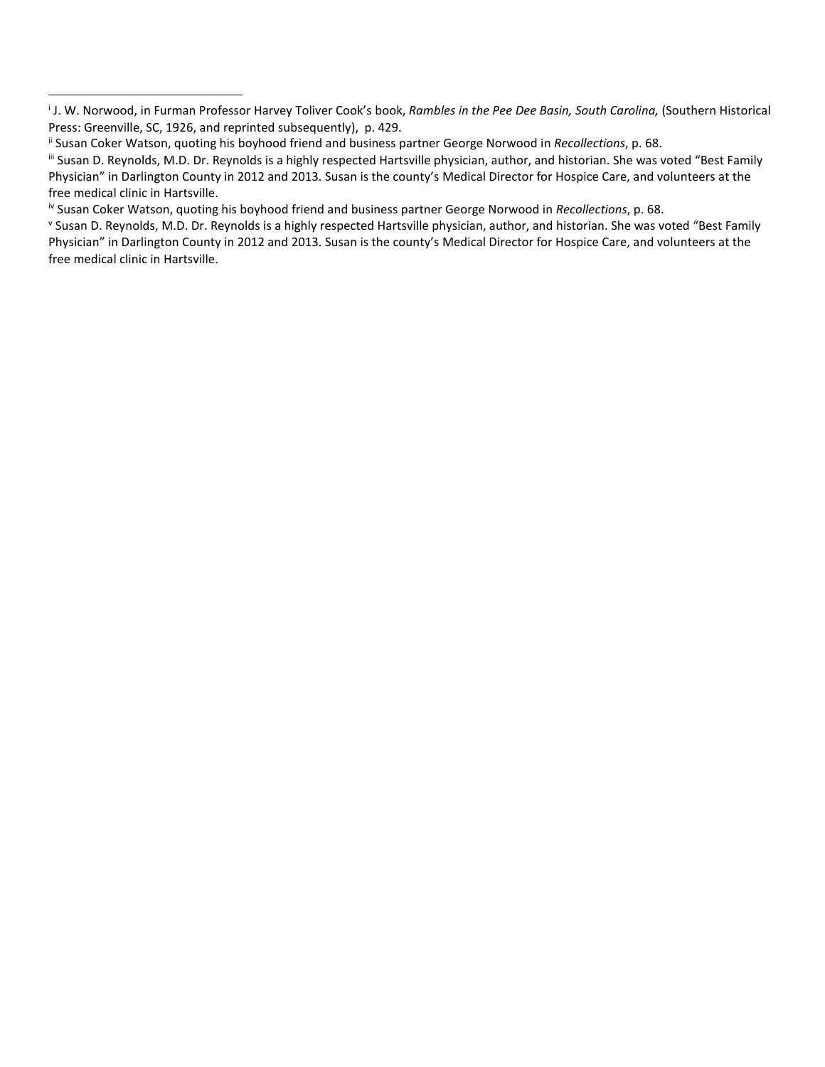---

[i] J. W. Norwood, in Furman Professor Harvey Toliver Cook's book, *Rambles in the Pee Dee Basin, South Carolina,* (Southern Historical Press: Greenville, SC, 1926, and reprinted subsequently), p. 429.

[ii] Susan Coker Watson, quoting his boyhood friend and business partner George Norwood in *Recollections*, p. 68.

[iii] Susan D. Reynolds, M.D. Dr. Reynolds is a highly respected Hartsville physician, author, and historian. She was voted "Best Family Physician" in Darlington County in 2012 and 2013. Susan is the county's Medical Director for Hospice Care, and volunteers at the free medical clinic in Hartsville.

[iv] Susan Coker Watson, quoting his boyhood friend and business partner George Norwood in *Recollections*, p. 68.

[v] Susan D. Reynolds, M.D. Dr. Reynolds is a highly respected Hartsville physician, author, and historian. She was voted "Best Family Physician" in Darlington County in 2012 and 2013. Susan is the county's Medical Director for Hospice Care, and volunteers at the free medical clinic in Hartsville.